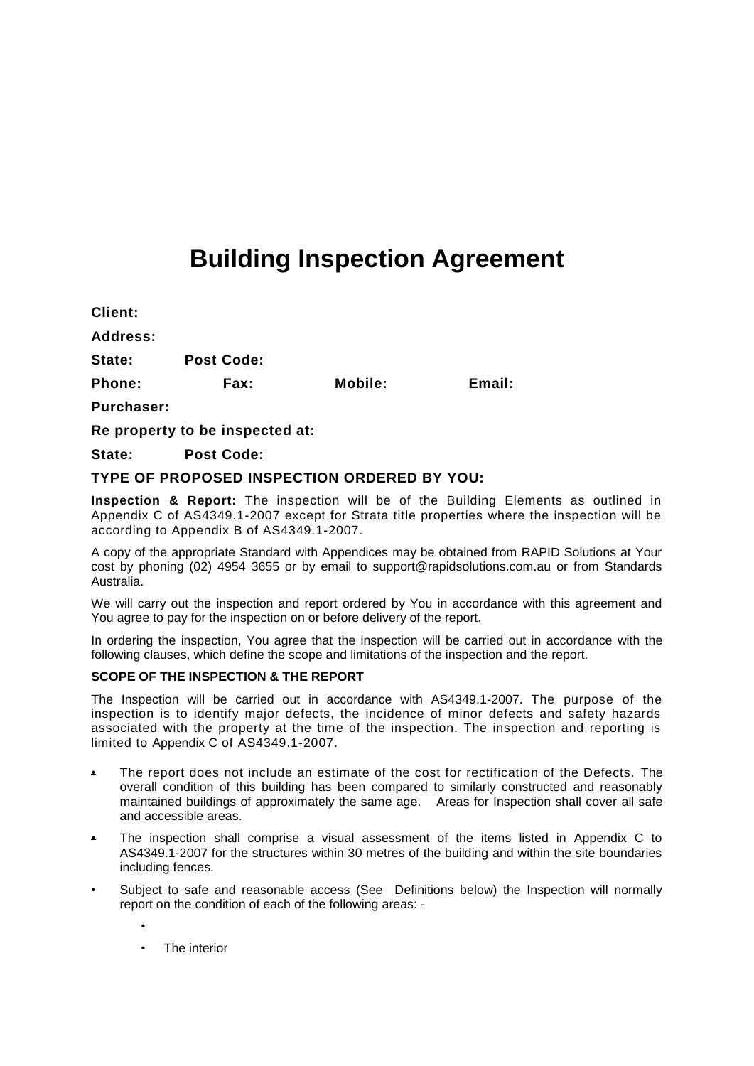# Building Inspection Agreement

**Client:**

**Address:**

**State:** **Post Code:**

**Phone:** **Fax:** **Mobile:** **Email:**

**Purchaser:**

**Re property to be inspected at:**

**State:** **Post Code:**

## TYPE OF PROPOSED INSPECTION ORDERED BY YOU:

**Inspection & Report:** The inspection will be of the Building Elements as outlined in Appendix C of AS4349.1-2007 except for Strata title properties where the inspection will be according to Appendix B of AS4349.1-2007.

A copy of the appropriate Standard with Appendices may be obtained from RAPID Solutions at Your cost by phoning (02) 4954 3655 or by email to support@rapidsolutions.com.au or from Standards Australia.

We will carry out the inspection and report ordered by You in accordance with this agreement and You agree to pay for the inspection on or before delivery of the report.

In ordering the inspection, You agree that the inspection will be carried out in accordance with the following clauses, which define the scope and limitations of the inspection and the report.

### SCOPE OF THE INSPECTION & THE REPORT

The Inspection will be carried out in accordance with AS4349.1-2007. The purpose of the inspection is to identify major defects, the incidence of minor defects and safety hazards associated with the property at the time of the inspection. The inspection and reporting is limited to Appendix C of AS4349.1-2007.

- The report does not include an estimate of the cost for rectification of the Defects. The overall condition of this building has been compared to similarly constructed and reasonably maintained buildings of approximately the same age. Areas for Inspection shall cover all safe and accessible areas.
- The inspection shall comprise a visual assessment of the items listed in Appendix C to AS4349.1-2007 for the structures within 30 metres of the building and within the site boundaries including fences.
- Subject to safe and reasonable access (See Definitions below) the Inspection will normally report on the condition of each of the following areas: -
    - 
    - The interior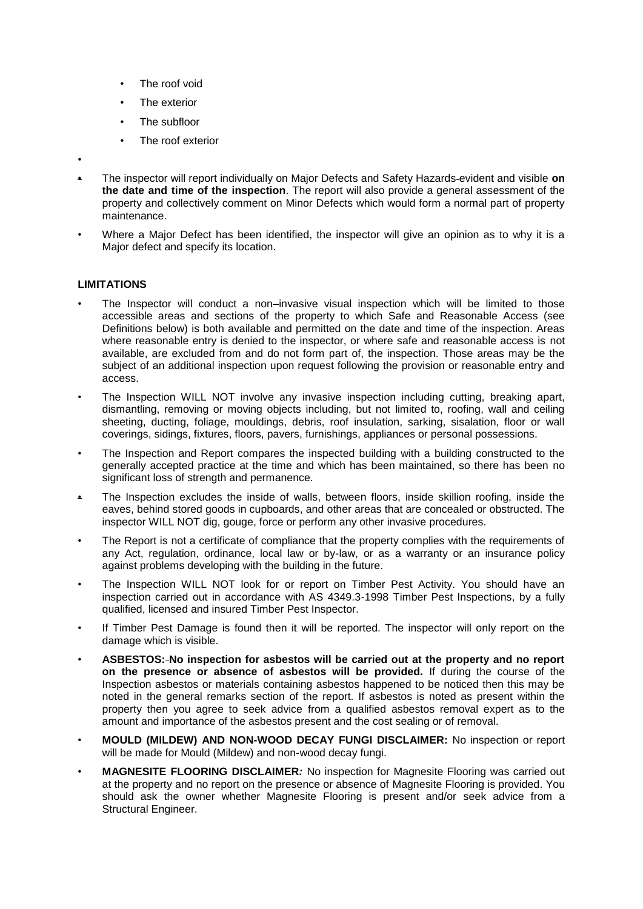- The roof void
- The exterior
- The subfloor
- The roof exterior

- The inspector will report individually on Major Defects and Safety Hazards evident and visible **on the date and time of the inspection**. The report will also provide a general assessment of the property and collectively comment on Minor Defects which would form a normal part of property maintenance.
- Where a Major Defect has been identified, the inspector will give an opinion as to why it is a Major defect and specify its location.

**LIMITATIONS**

- The Inspector will conduct a non–invasive visual inspection which will be limited to those accessible areas and sections of the property to which Safe and Reasonable Access (see Definitions below) is both available and permitted on the date and time of the inspection. Areas where reasonable entry is denied to the inspector, or where safe and reasonable access is not available, are excluded from and do not form part of, the inspection. Those areas may be the subject of an additional inspection upon request following the provision or reasonable entry and access.
- The Inspection WILL NOT involve any invasive inspection including cutting, breaking apart, dismantling, removing or moving objects including, but not limited to, roofing, wall and ceiling sheeting, ducting, foliage, mouldings, debris, roof insulation, sarking, sisalation, floor or wall coverings, sidings, fixtures, floors, pavers, furnishings, appliances or personal possessions.
- The Inspection and Report compares the inspected building with a building constructed to the generally accepted practice at the time and which has been maintained, so there has been no significant loss of strength and permanence.
- The Inspection excludes the inside of walls, between floors, inside skillion roofing, inside the eaves, behind stored goods in cupboards, and other areas that are concealed or obstructed. The inspector WILL NOT dig, gouge, force or perform any other invasive procedures.
- The Report is not a certificate of compliance that the property complies with the requirements of any Act, regulation, ordinance, local law or by-law, or as a warranty or an insurance policy against problems developing with the building in the future.
- The Inspection WILL NOT look for or report on Timber Pest Activity. You should have an inspection carried out in accordance with AS 4349.3-1998 Timber Pest Inspections, by a fully qualified, licensed and insured Timber Pest Inspector.
- If Timber Pest Damage is found then it will be reported. The inspector will only report on the damage which is visible.
- **ASBESTOS: No inspection for asbestos will be carried out at the property and no report on the presence or absence of asbestos will be provided.** If during the course of the Inspection asbestos or materials containing asbestos happened to be noticed then this may be noted in the general remarks section of the report. If asbestos is noted as present within the property then you agree to seek advice from a qualified asbestos removal expert as to the amount and importance of the asbestos present and the cost sealing or of removal.
- **MOULD (MILDEW) AND NON-WOOD DECAY FUNGI DISCLAIMER:** No inspection or report will be made for Mould (Mildew) and non-wood decay fungi.
- **MAGNESITE FLOORING DISCLAIMER*:*** No inspection for Magnesite Flooring was carried out at the property and no report on the presence or absence of Magnesite Flooring is provided. You should ask the owner whether Magnesite Flooring is present and/or seek advice from a Structural Engineer.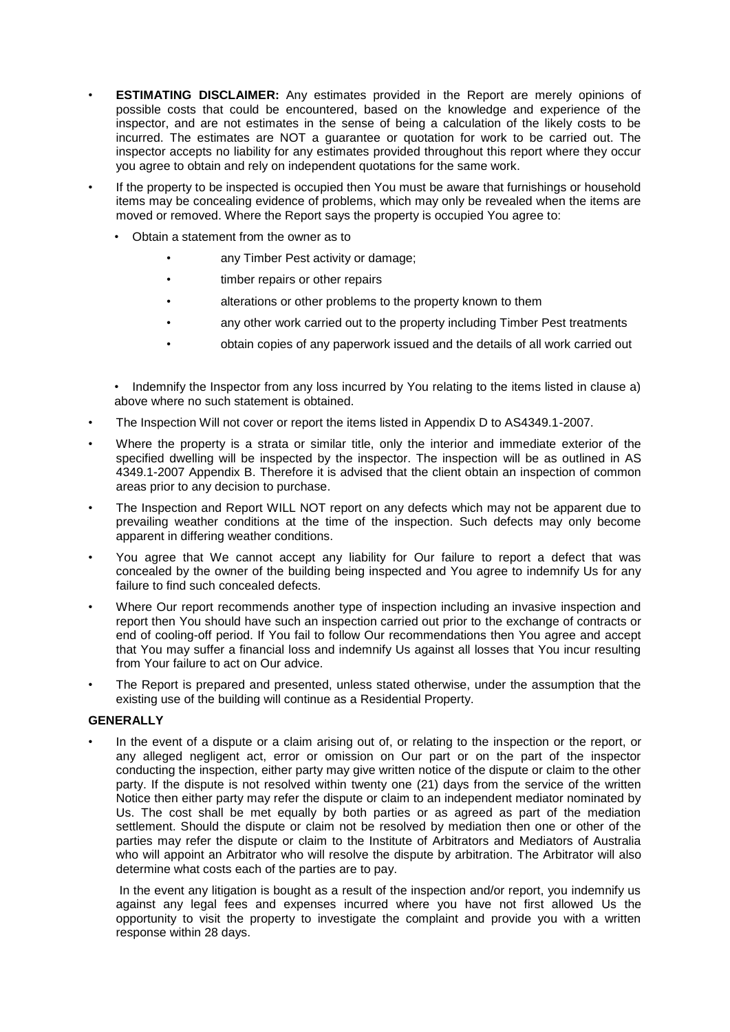- **ESTIMATING DISCLAIMER:** Any estimates provided in the Report are merely opinions of possible costs that could be encountered, based on the knowledge and experience of the inspector, and are not estimates in the sense of being a calculation of the likely costs to be incurred. The estimates are NOT a guarantee or quotation for work to be carried out. The inspector accepts no liability for any estimates provided throughout this report where they occur you agree to obtain and rely on independent quotations for the same work.
- If the property to be inspected is occupied then You must be aware that furnishings or household items may be concealing evidence of problems, which may only be revealed when the items are moved or removed. Where the Report says the property is occupied You agree to:
  - Obtain a statement from the owner as to
    - any Timber Pest activity or damage;
    - timber repairs or other repairs
    - alterations or other problems to the property known to them
    - any other work carried out to the property including Timber Pest treatments
    - obtain copies of any paperwork issued and the details of all work carried out
  - Indemnify the Inspector from any loss incurred by You relating to the items listed in clause a) above where no such statement is obtained.
- The Inspection Will not cover or report the items listed in Appendix D to AS4349.1-2007.
- Where the property is a strata or similar title, only the interior and immediate exterior of the specified dwelling will be inspected by the inspector. The inspection will be as outlined in AS 4349.1-2007 Appendix B. Therefore it is advised that the client obtain an inspection of common areas prior to any decision to purchase.
- The Inspection and Report WILL NOT report on any defects which may not be apparent due to prevailing weather conditions at the time of the inspection. Such defects may only become apparent in differing weather conditions.
- You agree that We cannot accept any liability for Our failure to report a defect that was concealed by the owner of the building being inspected and You agree to indemnify Us for any failure to find such concealed defects.
- Where Our report recommends another type of inspection including an invasive inspection and report then You should have such an inspection carried out prior to the exchange of contracts or end of cooling-off period. If You fail to follow Our recommendations then You agree and accept that You may suffer a financial loss and indemnify Us against all losses that You incur resulting from Your failure to act on Our advice.
- The Report is prepared and presented, unless stated otherwise, under the assumption that the existing use of the building will continue as a Residential Property.

**GENERALLY**

- In the event of a dispute or a claim arising out of, or relating to the inspection or the report, or any alleged negligent act, error or omission on Our part or on the part of the inspector conducting the inspection, either party may give written notice of the dispute or claim to the other party. If the dispute is not resolved within twenty one (21) days from the service of the written Notice then either party may refer the dispute or claim to an independent mediator nominated by Us. The cost shall be met equally by both parties or as agreed as part of the mediation settlement. Should the dispute or claim not be resolved by mediation then one or other of the parties may refer the dispute or claim to the Institute of Arbitrators and Mediators of Australia who will appoint an Arbitrator who will resolve the dispute by arbitration. The Arbitrator will also determine what costs each of the parties are to pay.

  In the event any litigation is bought as a result of the inspection and/or report, you indemnify us against any legal fees and expenses incurred where you have not first allowed Us the opportunity to visit the property to investigate the complaint and provide you with a written response within 28 days.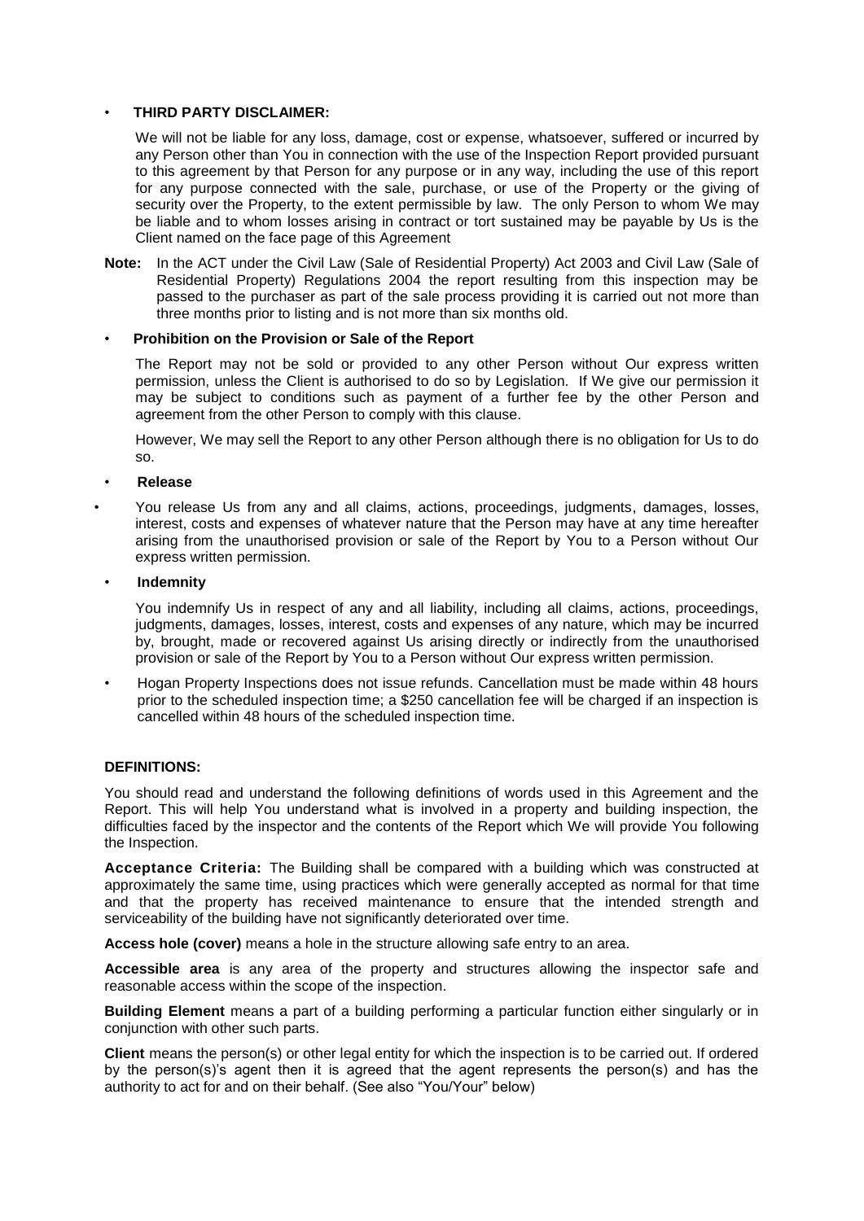- **THIRD PARTY DISCLAIMER:**

  We will not be liable for any loss, damage, cost or expense, whatsoever, suffered or incurred by any Person other than You in connection with the use of the Inspection Report provided pursuant to this agreement by that Person for any purpose or in any way, including the use of this report for any purpose connected with the sale, purchase, or use of the Property or the giving of security over the Property, to the extent permissible by law. The only Person to whom We may be liable and to whom losses arising in contract or tort sustained may be payable by Us is the Client named on the face page of this Agreement

**Note:** In the ACT under the Civil Law (Sale of Residential Property) Act 2003 and Civil Law (Sale of Residential Property) Regulations 2004 the report resulting from this inspection may be passed to the purchaser as part of the sale process providing it is carried out not more than three months prior to listing and is not more than six months old.

- **Prohibition on the Provision or Sale of the Report**

  The Report may not be sold or provided to any other Person without Our express written permission, unless the Client is authorised to do so by Legislation. If We give our permission it may be subject to conditions such as payment of a further fee by the other Person and agreement from the other Person to comply with this clause.

  However, We may sell the Report to any other Person although there is no obligation for Us to do so.

- **Release**

- You release Us from any and all claims, actions, proceedings, judgments, damages, losses, interest, costs and expenses of whatever nature that the Person may have at any time hereafter arising from the unauthorised provision or sale of the Report by You to a Person without Our express written permission.

- **Indemnity**

  You indemnify Us in respect of any and all liability, including all claims, actions, proceedings, judgments, damages, losses, interest, costs and expenses of any nature, which may be incurred by, brought, made or recovered against Us arising directly or indirectly from the unauthorised provision or sale of the Report by You to a Person without Our express written permission.

- Hogan Property Inspections does not issue refunds. Cancellation must be made within 48 hours prior to the scheduled inspection time; a $250 cancellation fee will be charged if an inspection is cancelled within 48 hours of the scheduled inspection time.

**DEFINITIONS:**

You should read and understand the following definitions of words used in this Agreement and the Report. This will help You understand what is involved in a property and building inspection, the difficulties faced by the inspector and the contents of the Report which We will provide You following the Inspection.

**Acceptance Criteria:** The Building shall be compared with a building which was constructed at approximately the same time, using practices which were generally accepted as normal for that time and that the property has received maintenance to ensure that the intended strength and serviceability of the building have not significantly deteriorated over time.

**Access hole (cover)** means a hole in the structure allowing safe entry to an area.

**Accessible area** is any area of the property and structures allowing the inspector safe and reasonable access within the scope of the inspection.

**Building Element** means a part of a building performing a particular function either singularly or in conjunction with other such parts.

**Client** means the person(s) or other legal entity for which the inspection is to be carried out. If ordered by the person(s)'s agent then it is agreed that the agent represents the person(s) and has the authority to act for and on their behalf. (See also "You/Your" below)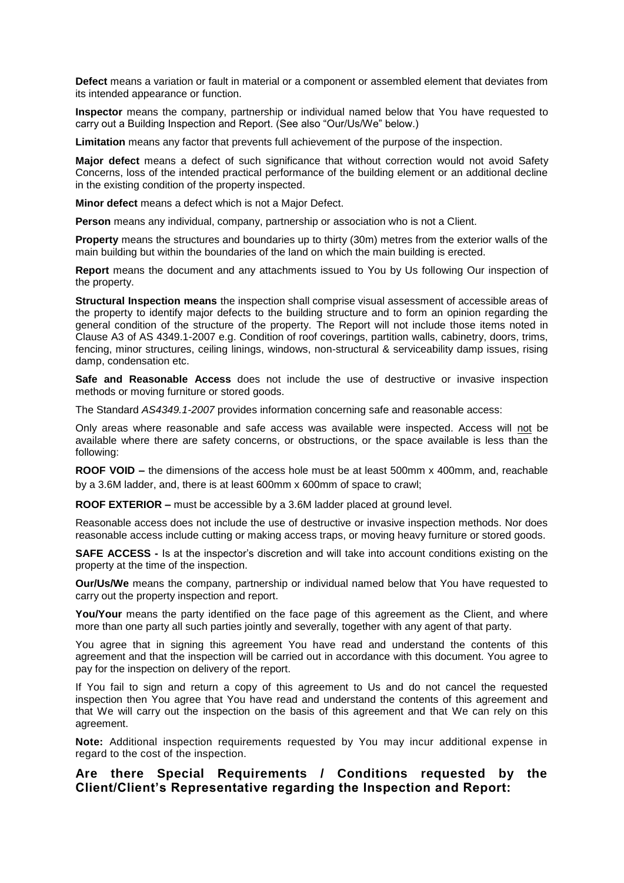**Defect** means a variation or fault in material or a component or assembled element that deviates from its intended appearance or function.

**Inspector** means the company, partnership or individual named below that You have requested to carry out a Building Inspection and Report. (See also "Our/Us/We" below.)

**Limitation** means any factor that prevents full achievement of the purpose of the inspection.

**Major defect** means a defect of such significance that without correction would not avoid Safety Concerns, loss of the intended practical performance of the building element or an additional decline in the existing condition of the property inspected.

**Minor defect** means a defect which is not a Major Defect.

**Person** means any individual, company, partnership or association who is not a Client.

**Property** means the structures and boundaries up to thirty (30m) metres from the exterior walls of the main building but within the boundaries of the land on which the main building is erected.

**Report** means the document and any attachments issued to You by Us following Our inspection of the property.

**Structural Inspection means** the inspection shall comprise visual assessment of accessible areas of the property to identify major defects to the building structure and to form an opinion regarding the general condition of the structure of the property. The Report will not include those items noted in Clause A3 of AS 4349.1-2007 e.g. Condition of roof coverings, partition walls, cabinetry, doors, trims, fencing, minor structures, ceiling linings, windows, non-structural & serviceability damp issues, rising damp, condensation etc.

**Safe and Reasonable Access** does not include the use of destructive or invasive inspection methods or moving furniture or stored goods.

The Standard *AS4349.1-2007* provides information concerning safe and reasonable access:

Only areas where reasonable and safe access was available were inspected. Access will not be available where there are safety concerns, or obstructions, or the space available is less than the following:

**ROOF VOID –** the dimensions of the access hole must be at least 500mm x 400mm, and, reachable by a 3.6M ladder, and, there is at least 600mm x 600mm of space to crawl;

**ROOF EXTERIOR –** must be accessible by a 3.6M ladder placed at ground level.

Reasonable access does not include the use of destructive or invasive inspection methods. Nor does reasonable access include cutting or making access traps, or moving heavy furniture or stored goods.

**SAFE ACCESS -** Is at the inspector's discretion and will take into account conditions existing on the property at the time of the inspection.

**Our/Us/We** means the company, partnership or individual named below that You have requested to carry out the property inspection and report.

**You/Your** means the party identified on the face page of this agreement as the Client, and where more than one party all such parties jointly and severally, together with any agent of that party.

You agree that in signing this agreement You have read and understand the contents of this agreement and that the inspection will be carried out in accordance with this document. You agree to pay for the inspection on delivery of the report.

If You fail to sign and return a copy of this agreement to Us and do not cancel the requested inspection then You agree that You have read and understand the contents of this agreement and that We will carry out the inspection on the basis of this agreement and that We can rely on this agreement.

**Note:** Additional inspection requirements requested by You may incur additional expense in regard to the cost of the inspection.

## Are there Special Requirements / Conditions requested by the Client/Client's Representative regarding the Inspection and Report: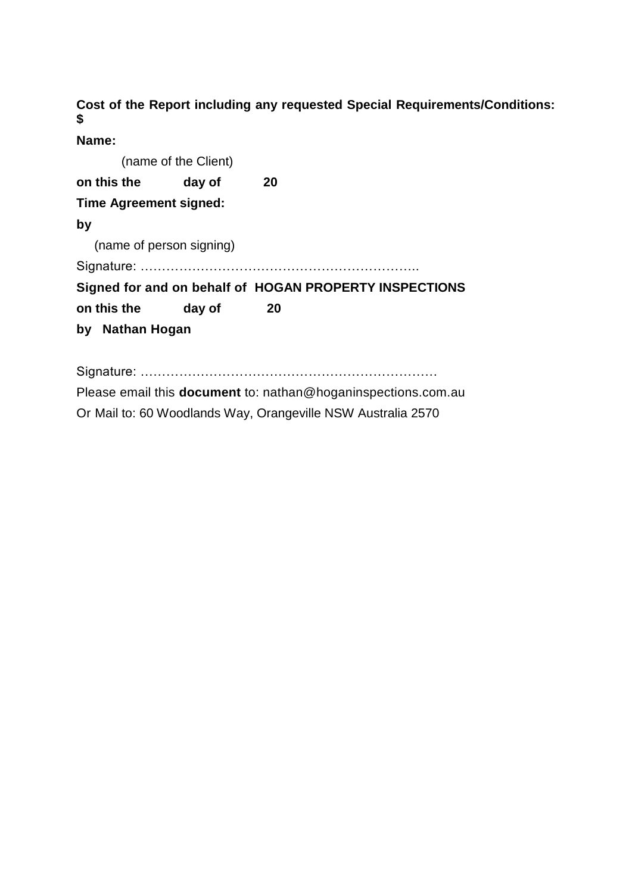**Cost of the Report including any requested Special Requirements/Conditions: $**

**Name:**

(name of the Client)

**on this the day of 20**

**Time Agreement signed:**

**by**

(name of person signing)

Signature: ………………………………………………………..

**Signed for and on behalf of HOGAN PROPERTY INSPECTIONS**

**on this the day of 20**

**by Nathan Hogan**

Signature: ……………………………………………………………

Please email this **document** to: nathan@hoganinspections.com.au

Or Mail to: 60 Woodlands Way, Orangeville NSW Australia 2570